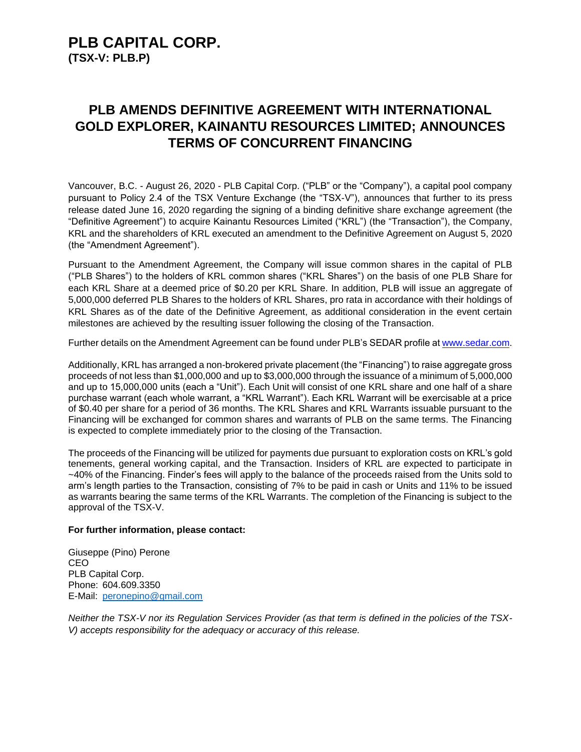# PLB CAPITAL CORP.
**(TSX-V: PLB.P)**

## PLB AMENDS DEFINITIVE AGREEMENT WITH INTERNATIONAL GOLD EXPLORER, KAINANTU RESOURCES LIMITED; ANNOUNCES TERMS OF CONCURRENT FINANCING

Vancouver, B.C. - August 26, 2020 - PLB Capital Corp. ("PLB" or the "Company"), a capital pool company pursuant to Policy 2.4 of the TSX Venture Exchange (the "TSX-V"), announces that further to its press release dated June 16, 2020 regarding the signing of a binding definitive share exchange agreement (the "Definitive Agreement") to acquire Kainantu Resources Limited ("KRL") (the "Transaction"), the Company, KRL and the shareholders of KRL executed an amendment to the Definitive Agreement on August 5, 2020 (the "Amendment Agreement").

Pursuant to the Amendment Agreement, the Company will issue common shares in the capital of PLB ("PLB Shares") to the holders of KRL common shares ("KRL Shares") on the basis of one PLB Share for each KRL Share at a deemed price of $0.20 per KRL Share. In addition, PLB will issue an aggregate of 5,000,000 deferred PLB Shares to the holders of KRL Shares, pro rata in accordance with their holdings of KRL Shares as of the date of the Definitive Agreement, as additional consideration in the event certain milestones are achieved by the resulting issuer following the closing of the Transaction.

Further details on the Amendment Agreement can be found under PLB's SEDAR profile at [www.sedar.com](www.sedar.com).

Additionally, KRL has arranged a non-brokered private placement (the "Financing") to raise aggregate gross proceeds of not less than $1,000,000 and up to $3,000,000 through the issuance of a minimum of 5,000,000 and up to 15,000,000 units (each a "Unit"). Each Unit will consist of one KRL share and one half of a share purchase warrant (each whole warrant, a "KRL Warrant"). Each KRL Warrant will be exercisable at a price of $0.40 per share for a period of 36 months. The KRL Shares and KRL Warrants issuable pursuant to the Financing will be exchanged for common shares and warrants of PLB on the same terms. The Financing is expected to complete immediately prior to the closing of the Transaction.

The proceeds of the Financing will be utilized for payments due pursuant to exploration costs on KRL's gold tenements, general working capital, and the Transaction. Insiders of KRL are expected to participate in ~40% of the Financing. Finder's fees will apply to the balance of the proceeds raised from the Units sold to arm's length parties to the Transaction, consisting of 7% to be paid in cash or Units and 11% to be issued as warrants bearing the same terms of the KRL Warrants. The completion of the Financing is subject to the approval of the TSX-V.

**For further information, please contact:**

Giuseppe (Pino) Perone
CEO
PLB Capital Corp.
Phone: 604.609.3350
E-Mail: [peronepino@gmail.com](mailto:peronepino@gmail.com)

*Neither the TSX-V nor its Regulation Services Provider (as that term is defined in the policies of the TSX-V) accepts responsibility for the adequacy or accuracy of this release.*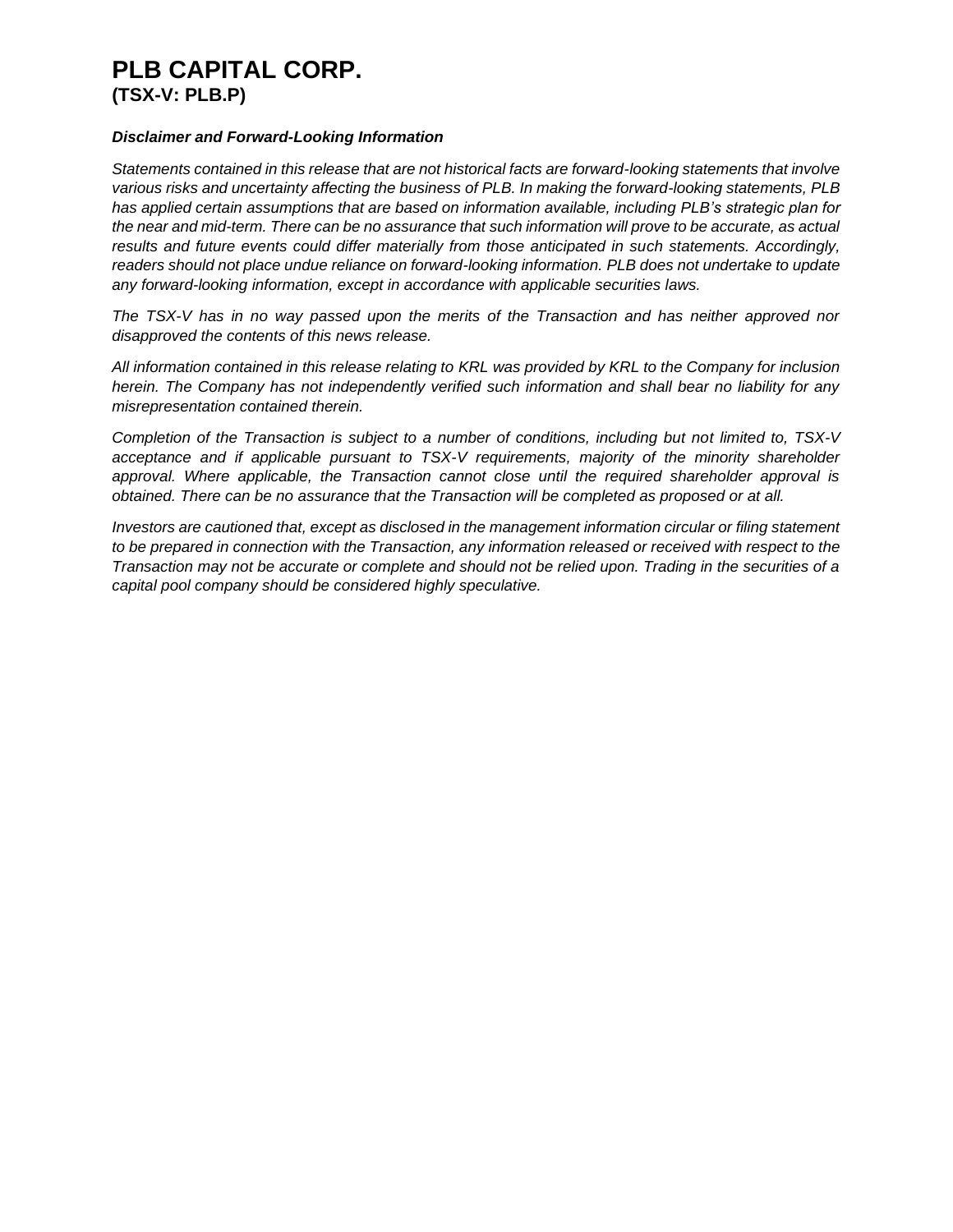# PLB CAPITAL CORP.
**(TSX-V: PLB.P)**

***Disclaimer and Forward-Looking Information***

*Statements contained in this release that are not historical facts are forward-looking statements that involve various risks and uncertainty affecting the business of PLB. In making the forward-looking statements, PLB has applied certain assumptions that are based on information available, including PLB's strategic plan for the near and mid-term. There can be no assurance that such information will prove to be accurate, as actual results and future events could differ materially from those anticipated in such statements. Accordingly, readers should not place undue reliance on forward-looking information. PLB does not undertake to update any forward-looking information, except in accordance with applicable securities laws.*

*The TSX-V has in no way passed upon the merits of the Transaction and has neither approved nor disapproved the contents of this news release.*

*All information contained in this release relating to KRL was provided by KRL to the Company for inclusion herein. The Company has not independently verified such information and shall bear no liability for any misrepresentation contained therein.*

*Completion of the Transaction is subject to a number of conditions, including but not limited to, TSX-V acceptance and if applicable pursuant to TSX-V requirements, majority of the minority shareholder approval. Where applicable, the Transaction cannot close until the required shareholder approval is obtained. There can be no assurance that the Transaction will be completed as proposed or at all.*

*Investors are cautioned that, except as disclosed in the management information circular or filing statement to be prepared in connection with the Transaction, any information released or received with respect to the Transaction may not be accurate or complete and should not be relied upon. Trading in the securities of a capital pool company should be considered highly speculative.*